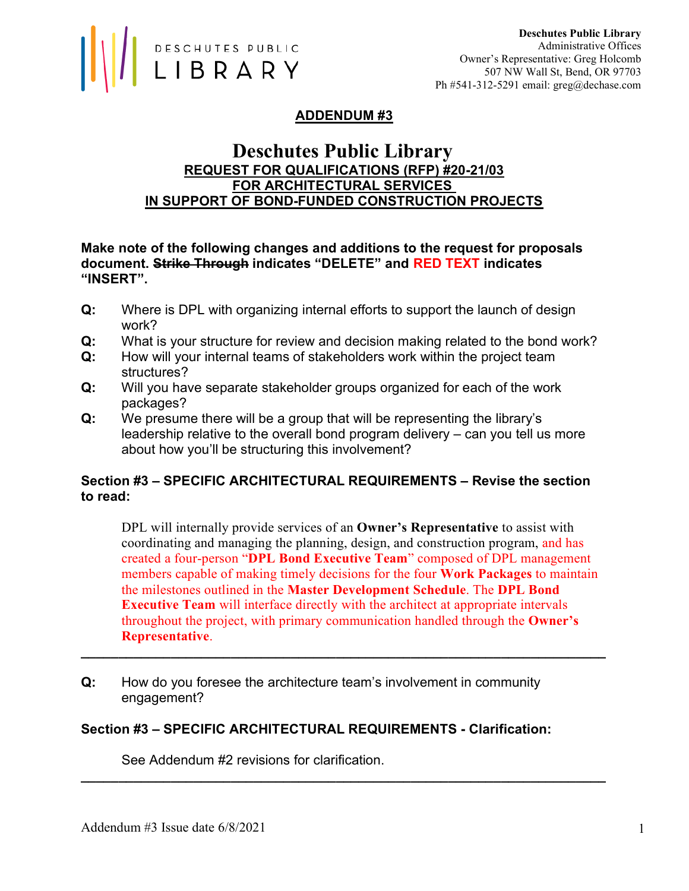DESCHUTES PUBLIC LIBRARY

**Deschutes Public Library**
Administrative Offices
Owner's Representative: Greg Holcomb
507 NW Wall St, Bend, OR 97703
Ph #541-312-5291 email: greg@dechase.com

## ADDENDUM #3

# Deschutes Public Library

## REQUEST FOR QUALIFICATIONS (RFP) #20-21/03 FOR ARCHITECTURAL SERVICES IN SUPPORT OF BOND-FUNDED CONSTRUCTION PROJECTS

**Make note of the following changes and additions to the request for proposals document. ~~Strike Through~~ indicates "DELETE" and RED TEXT indicates "INSERT".**

**Q:** Where is DPL with organizing internal efforts to support the launch of design work?

**Q:** What is your structure for review and decision making related to the bond work?

**Q:** How will your internal teams of stakeholders work within the project team structures?

**Q:** Will you have separate stakeholder groups organized for each of the work packages?

**Q:** We presume there will be a group that will be representing the library's leadership relative to the overall bond program delivery – can you tell us more about how you'll be structuring this involvement?

**Section #3 – SPECIFIC ARCHITECTURAL REQUIREMENTS – Revise the section to read:**

> DPL will internally provide services of an **Owner's Representative** to assist with coordinating and managing the planning, design, and construction program, and has created a four-person "**DPL Bond Executive Team**" composed of DPL management members capable of making timely decisions for the four **Work Packages** to maintain the milestones outlined in the **Master Development Schedule**. The **DPL Bond Executive Team** will interface directly with the architect at appropriate intervals throughout the project, with primary communication handled through the **Owner's Representative**.

---

**Q:** How do you foresee the architecture team's involvement in community engagement?

**Section #3 – SPECIFIC ARCHITECTURAL REQUIREMENTS - Clarification:**

> See Addendum #2 revisions for clarification.

---

Addendum #3 Issue date 6/8/2021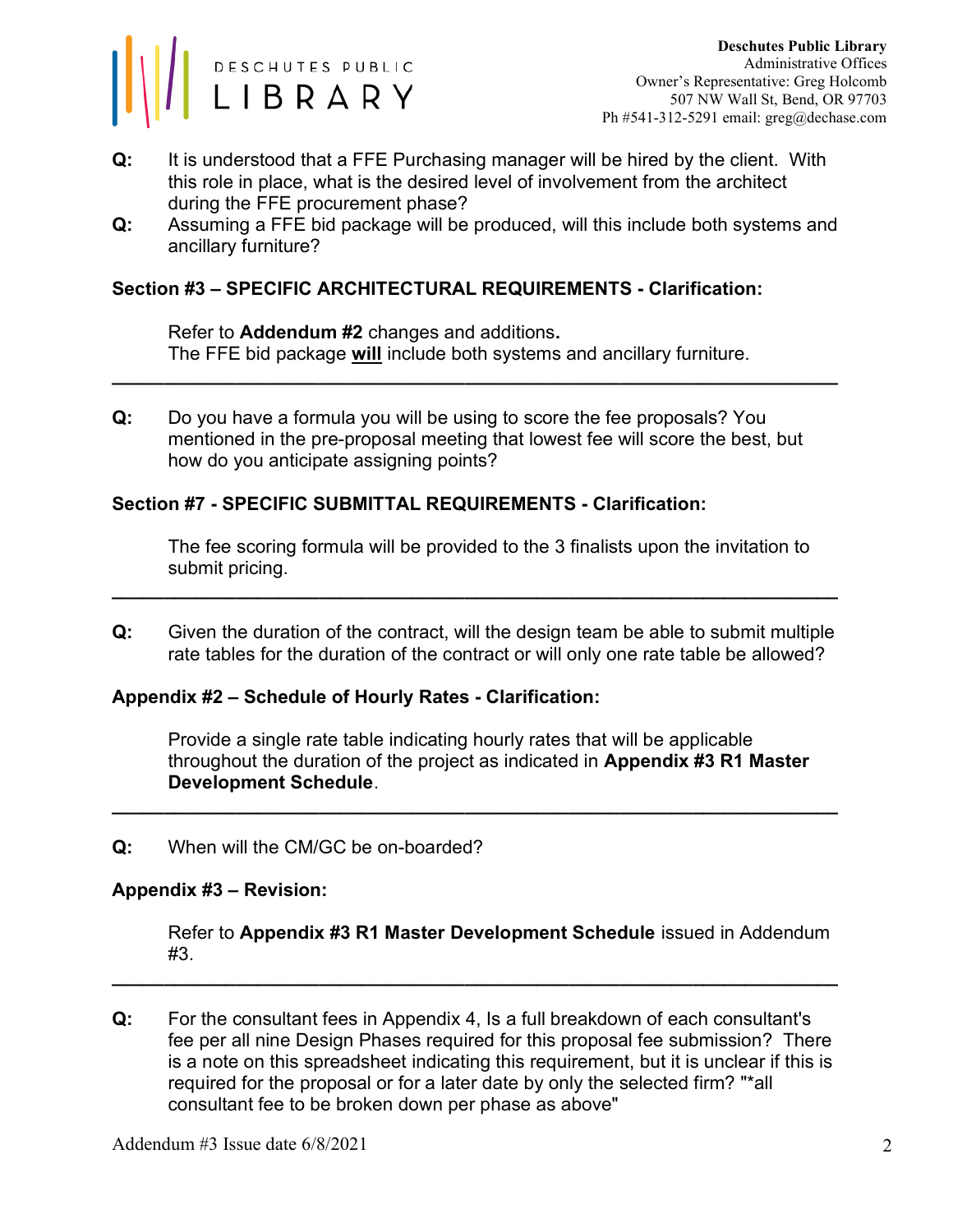**Q:** It is understood that a FFE Purchasing manager will be hired by the client. With this role in place, what is the desired level of involvement from the architect during the FFE procurement phase?

**Q:** Assuming a FFE bid package will be produced, will this include both systems and ancillary furniture?

**Section #3 – SPECIFIC ARCHITECTURAL REQUIREMENTS - Clarification:**

Refer to **Addendum #2** changes and additions**.**
The FFE bid package **will** include both systems and ancillary furniture.

---

**Q:** Do you have a formula you will be using to score the fee proposals? You mentioned in the pre-proposal meeting that lowest fee will score the best, but how do you anticipate assigning points?

**Section #7 - SPECIFIC SUBMITTAL REQUIREMENTS - Clarification:**

The fee scoring formula will be provided to the 3 finalists upon the invitation to submit pricing.

---

**Q:** Given the duration of the contract, will the design team be able to submit multiple rate tables for the duration of the contract or will only one rate table be allowed?

**Appendix #2 – Schedule of Hourly Rates - Clarification:**

Provide a single rate table indicating hourly rates that will be applicable throughout the duration of the project as indicated in **Appendix #3 R1 Master Development Schedule**.

---

**Q:** When will the CM/GC be on-boarded?

**Appendix #3 – Revision:**

Refer to **Appendix #3 R1 Master Development Schedule** issued in Addendum #3.

---

**Q:** For the consultant fees in Appendix 4, Is a full breakdown of each consultant's fee per all nine Design Phases required for this proposal fee submission? There is a note on this spreadsheet indicating this requirement, but it is unclear if this is required for the proposal or for a later date by only the selected firm? "*all consultant fee to be broken down per phase as above"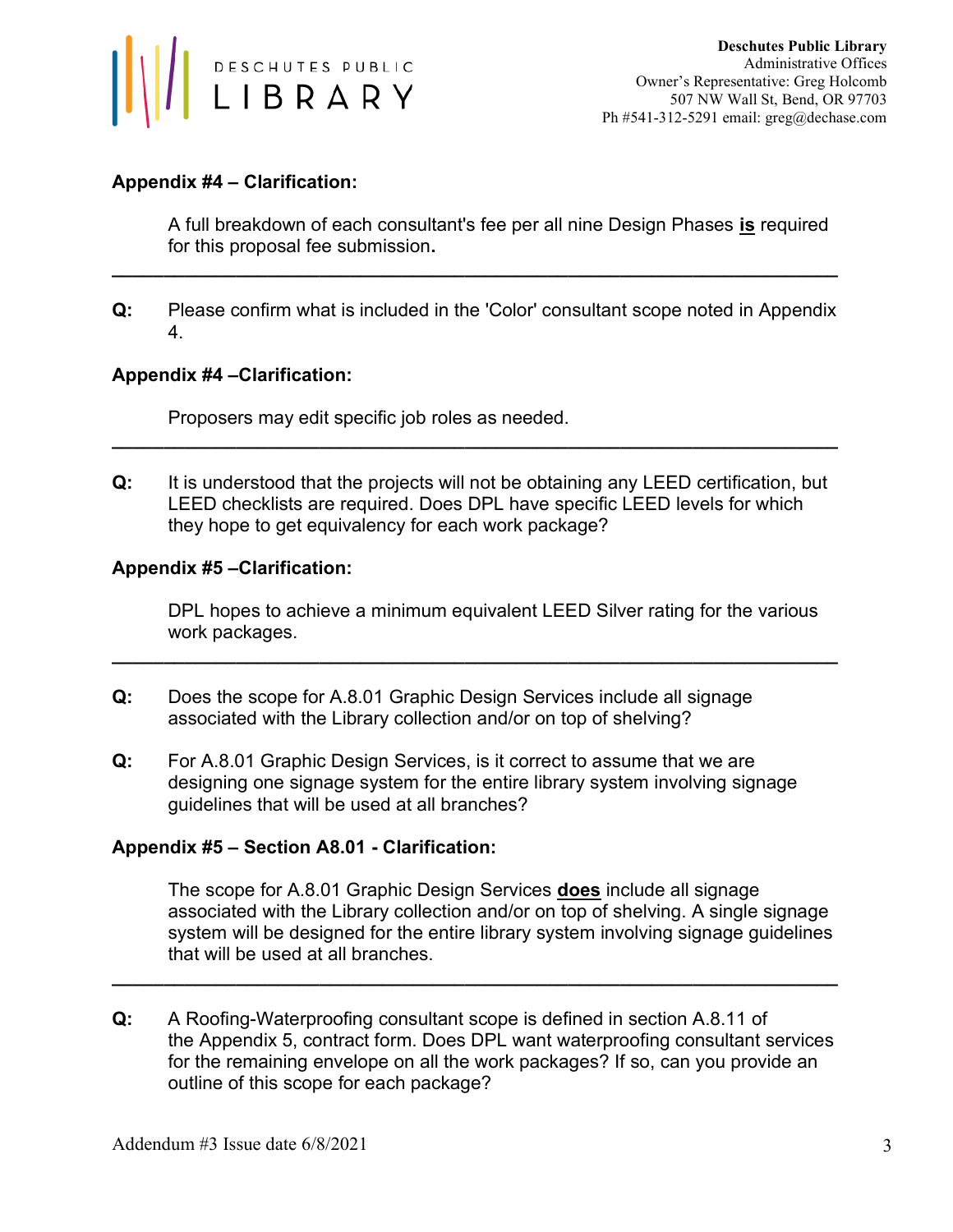**Appendix #4 – Clarification:**

A full breakdown of each consultant's fee per all nine Design Phases **is** required for this proposal fee submission**.**

---

**Q:** Please confirm what is included in the 'Color' consultant scope noted in Appendix 4.

**Appendix #4 –Clarification:**

Proposers may edit specific job roles as needed.

---

**Q:** It is understood that the projects will not be obtaining any LEED certification, but LEED checklists are required. Does DPL have specific LEED levels for which they hope to get equivalency for each work package?

**Appendix #5 –Clarification:**

DPL hopes to achieve a minimum equivalent LEED Silver rating for the various work packages.

---

**Q:** Does the scope for A.8.01 Graphic Design Services include all signage associated with the Library collection and/or on top of shelving?

**Q:** For A.8.01 Graphic Design Services, is it correct to assume that we are designing one signage system for the entire library system involving signage guidelines that will be used at all branches?

**Appendix #5 – Section A8.01 - Clarification:**

The scope for A.8.01 Graphic Design Services **does** include all signage associated with the Library collection and/or on top of shelving. A single signage system will be designed for the entire library system involving signage guidelines that will be used at all branches.

---

**Q:** A Roofing-Waterproofing consultant scope is defined in section A.8.11 of the Appendix 5, contract form. Does DPL want waterproofing consultant services for the remaining envelope on all the work packages? If so, can you provide an outline of this scope for each package?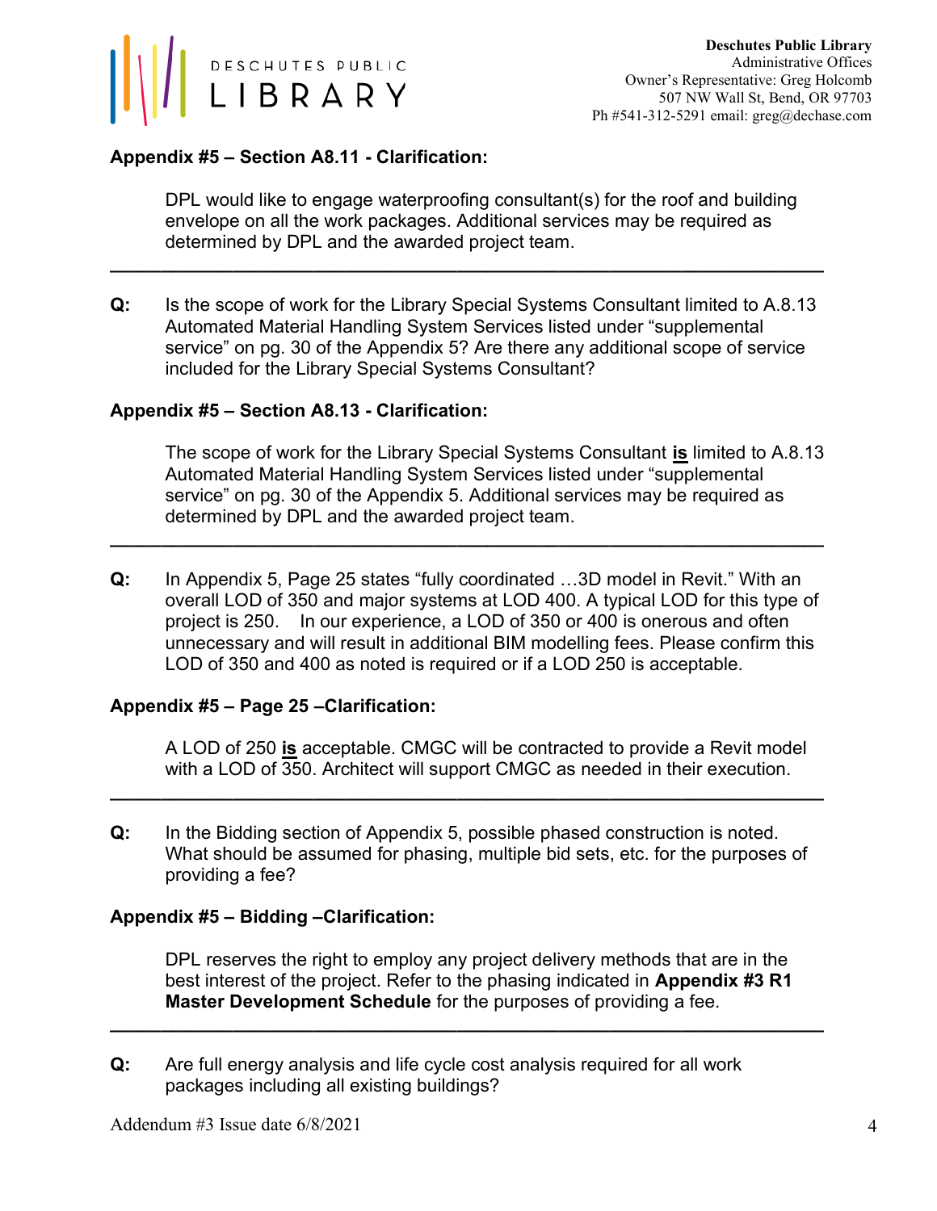**Appendix #5 – Section A8.11 - Clarification:**

DPL would like to engage waterproofing consultant(s) for the roof and building envelope on all the work packages. Additional services may be required as determined by DPL and the awarded project team.

---

**Q:** Is the scope of work for the Library Special Systems Consultant limited to A.8.13 Automated Material Handling System Services listed under "supplemental service" on pg. 30 of the Appendix 5? Are there any additional scope of service included for the Library Special Systems Consultant?

**Appendix #5 – Section A8.13 - Clarification:**

The scope of work for the Library Special Systems Consultant **is** limited to A.8.13 Automated Material Handling System Services listed under "supplemental service" on pg. 30 of the Appendix 5. Additional services may be required as determined by DPL and the awarded project team.

---

**Q:** In Appendix 5, Page 25 states "fully coordinated …3D model in Revit." With an overall LOD of 350 and major systems at LOD 400. A typical LOD for this type of project is 250. In our experience, a LOD of 350 or 400 is onerous and often unnecessary and will result in additional BIM modelling fees. Please confirm this LOD of 350 and 400 as noted is required or if a LOD 250 is acceptable.

**Appendix #5 – Page 25 –Clarification:**

A LOD of 250 **is** acceptable. CMGC will be contracted to provide a Revit model with a LOD of 350. Architect will support CMGC as needed in their execution.

---

**Q:** In the Bidding section of Appendix 5, possible phased construction is noted. What should be assumed for phasing, multiple bid sets, etc. for the purposes of providing a fee?

**Appendix #5 – Bidding –Clarification:**

DPL reserves the right to employ any project delivery methods that are in the best interest of the project. Refer to the phasing indicated in **Appendix #3 R1 Master Development Schedule** for the purposes of providing a fee.

---

**Q:** Are full energy analysis and life cycle cost analysis required for all work packages including all existing buildings?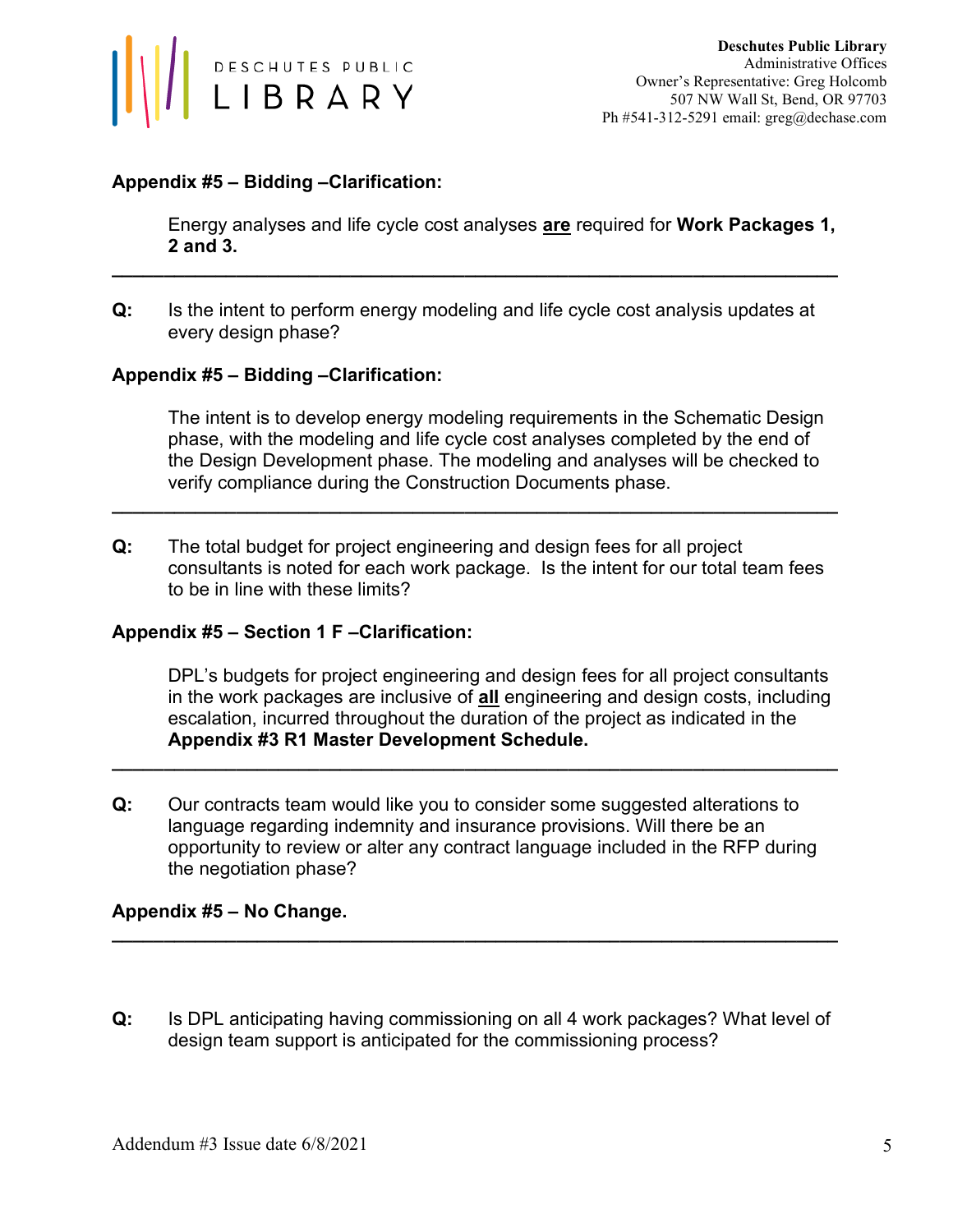**Appendix #5 – Bidding –Clarification:**

Energy analyses and life cycle cost analyses **are** required for **Work Packages 1, 2 and 3.**

---

**Q:** Is the intent to perform energy modeling and life cycle cost analysis updates at every design phase?

**Appendix #5 – Bidding –Clarification:**

The intent is to develop energy modeling requirements in the Schematic Design phase, with the modeling and life cycle cost analyses completed by the end of the Design Development phase. The modeling and analyses will be checked to verify compliance during the Construction Documents phase.

---

**Q:** The total budget for project engineering and design fees for all project consultants is noted for each work package. Is the intent for our total team fees to be in line with these limits?

**Appendix #5 – Section 1 F –Clarification:**

DPL's budgets for project engineering and design fees for all project consultants in the work packages are inclusive of **all** engineering and design costs, including escalation, incurred throughout the duration of the project as indicated in the **Appendix #3 R1 Master Development Schedule.**

---

**Q:** Our contracts team would like you to consider some suggested alterations to language regarding indemnity and insurance provisions. Will there be an opportunity to review or alter any contract language included in the RFP during the negotiation phase?

**Appendix #5 – No Change.**

---

**Q:** Is DPL anticipating having commissioning on all 4 work packages? What level of design team support is anticipated for the commissioning process?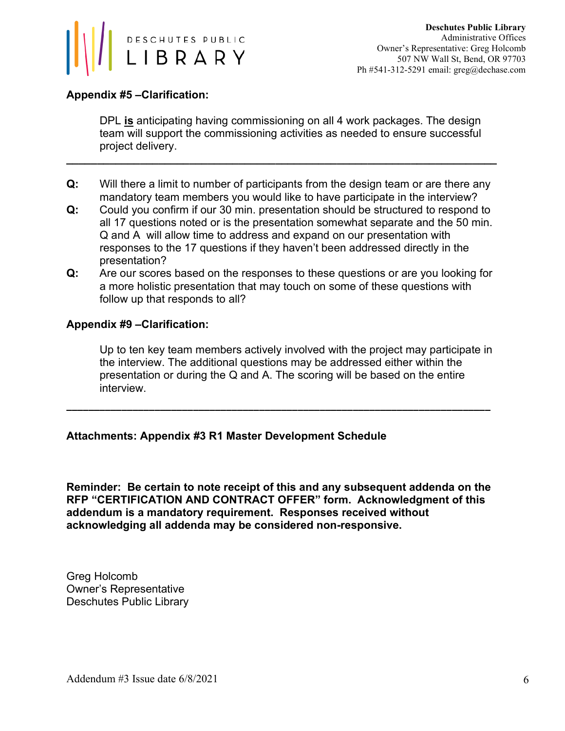**Appendix #5 –Clarification:**

DPL **is** anticipating having commissioning on all 4 work packages. The design team will support the commissioning activities as needed to ensure successful project delivery.

---

**Q:** Will there a limit to number of participants from the design team or are there any mandatory team members you would like to have participate in the interview?

**Q:** Could you confirm if our 30 min. presentation should be structured to respond to all 17 questions noted or is the presentation somewhat separate and the 50 min. Q and A will allow time to address and expand on our presentation with responses to the 17 questions if they haven't been addressed directly in the presentation?

**Q:** Are our scores based on the responses to these questions or are you looking for a more holistic presentation that may touch on some of these questions with follow up that responds to all?

**Appendix #9 –Clarification:**

Up to ten key team members actively involved with the project may participate in the interview. The additional questions may be addressed either within the presentation or during the Q and A. The scoring will be based on the entire interview.

---

**Attachments: Appendix #3 R1 Master Development Schedule**

**Reminder: Be certain to note receipt of this and any subsequent addenda on the RFP "CERTIFICATION AND CONTRACT OFFER" form. Acknowledgment of this addendum is a mandatory requirement. Responses received without acknowledging all addenda may be considered non-responsive.**

Greg Holcomb
Owner's Representative
Deschutes Public Library